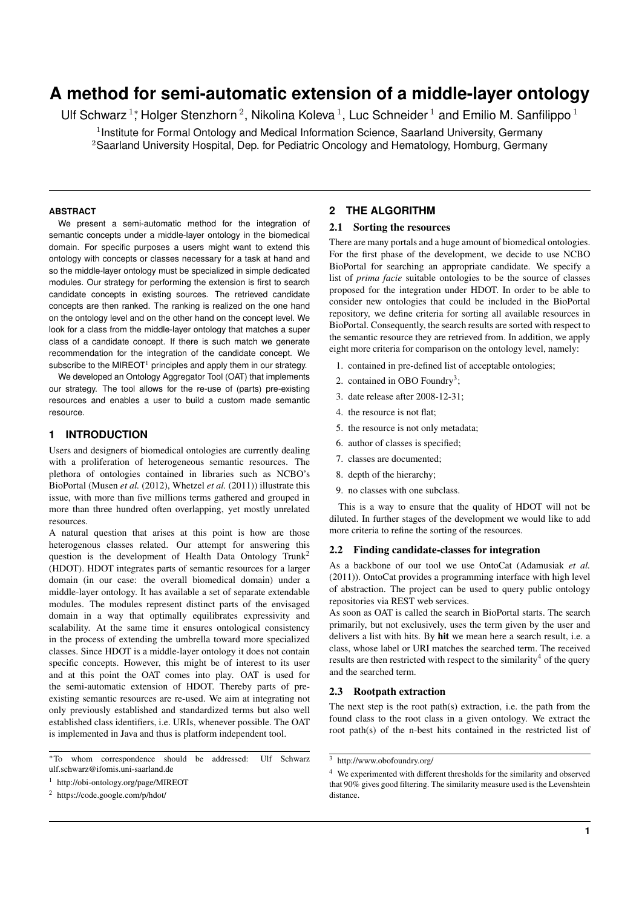# A method for semi-automatic extension of a middle-layer ontology

Ulf Schwarz [1]*, Holger Stenzhorn [2], Nikolina Koleva [1], Luc Schneider [1] and Emilio M. Sanfilippo [1]

[1]Institute for Formal Ontology and Medical Information Science, Saarland University, Germany
[2]Saarland University Hospital, Dep. for Pediatric Oncology and Hematology, Homburg, Germany

### ABSTRACT

We present a semi-automatic method for the integration of semantic concepts under a middle-layer ontology in the biomedical domain. For specific purposes a users might want to extend this ontology with concepts or classes necessary for a task at hand and so the middle-layer ontology must be specialized in simple dedicated modules. Our strategy for performing the extension is first to search candidate concepts in existing sources. The retrieved candidate concepts are then ranked. The ranking is realized on the one hand on the ontology level and on the other hand on the concept level. We look for a class from the middle-layer ontology that matches a super class of a candidate concept. If there is such match we generate recommendation for the integration of the candidate concept. We subscribe to the MIREOT[1] principles and apply them in our strategy.

We developed an Ontology Aggregator Tool (OAT) that implements our strategy. The tool allows for the re-use of (parts) pre-existing resources and enables a user to build a custom made semantic resource.

## 1 INTRODUCTION

Users and designers of biomedical ontologies are currently dealing with a proliferation of heterogeneous semantic resources. The plethora of ontologies contained in libraries such as NCBO's BioPortal (Musen *et al.* (2012), Whetzel *et al.* (2011)) illustrate this issue, with more than five millions terms gathered and grouped in more than three hundred often overlapping, yet mostly unrelated resources.

A natural question that arises at this point is how are those heterogenous classes related. Our attempt for answering this question is the development of Health Data Ontology Trunk[2] (HDOT). HDOT integrates parts of semantic resources for a larger domain (in our case: the overall biomedical domain) under a middle-layer ontology. It has available a set of separate extendable modules. The modules represent distinct parts of the envisaged domain in a way that optimally equilibrates expressivity and scalability. At the same time it ensures ontological consistency in the process of extending the umbrella toward more specialized classes. Since HDOT is a middle-layer ontology it does not contain specific concepts. However, this might be of interest to its user and at this point the OAT comes into play. OAT is used for the semi-automatic extension of HDOT. Thereby parts of pre-existing semantic resources are re-used. We aim at integrating not only previously established and standardized terms but also well established class identifiers, i.e. URIs, whenever possible. The OAT is implemented in Java and thus is platform independent tool.

## 2 THE ALGORITHM

### 2.1 Sorting the resources

There are many portals and a huge amount of biomedical ontologies. For the first phase of the development, we decide to use NCBO BioPortal for searching an appropriate candidate. We specify a list of *prima facie* suitable ontologies to be the source of classes proposed for the integration under HDOT. In order to be able to consider new ontologies that could be included in the BioPortal repository, we define criteria for sorting all available resources in BioPortal. Consequently, the search results are sorted with respect to the semantic resource they are retrieved from. In addition, we apply eight more criteria for comparison on the ontology level, namely:

1. contained in pre-defined list of acceptable ontologies;
2. contained in OBO Foundry[3];
3. date release after 2008-12-31;
4. the resource is not flat;
5. the resource is not only metadata;
6. author of classes is specified;
7. classes are documented;
8. depth of the hierarchy;
9. no classes with one subclass.

This is a way to ensure that the quality of HDOT will not be diluted. In further stages of the development we would like to add more criteria to refine the sorting of the resources.

### 2.2 Finding candidate-classes for integration

As a backbone of our tool we use OntoCat (Adamusiak *et al.* (2011)). OntoCat provides a programming interface with high level of abstraction. The project can be used to query public ontology repositories via REST web services.

As soon as OAT is called the search in BioPortal starts. The search primarily, but not exclusively, uses the term given by the user and delivers a list with hits. By **hit** we mean here a search result, i.e. a class, whose label or URI matches the searched term. The received results are then restricted with respect to the similarity[4] of the query and the searched term.

### 2.3 Rootpath extraction

The next step is the root path(s) extraction, i.e. the path from the found class to the root class in a given ontology. We extract the root path(s) of the n-best hits contained in the restricted list of

---

*To whom correspondence should be addressed: Ulf Schwarz ulf.schwarz@ifomis.uni-saarland.de

[1] http://obi-ontology.org/page/MIREOT

[2] https://code.google.com/p/hdot/

[3] http://www.obofoundry.org/

[4] We experimented with different thresholds for the similarity and observed that 90% gives good filtering. The similarity measure used is the Levenshtein distance.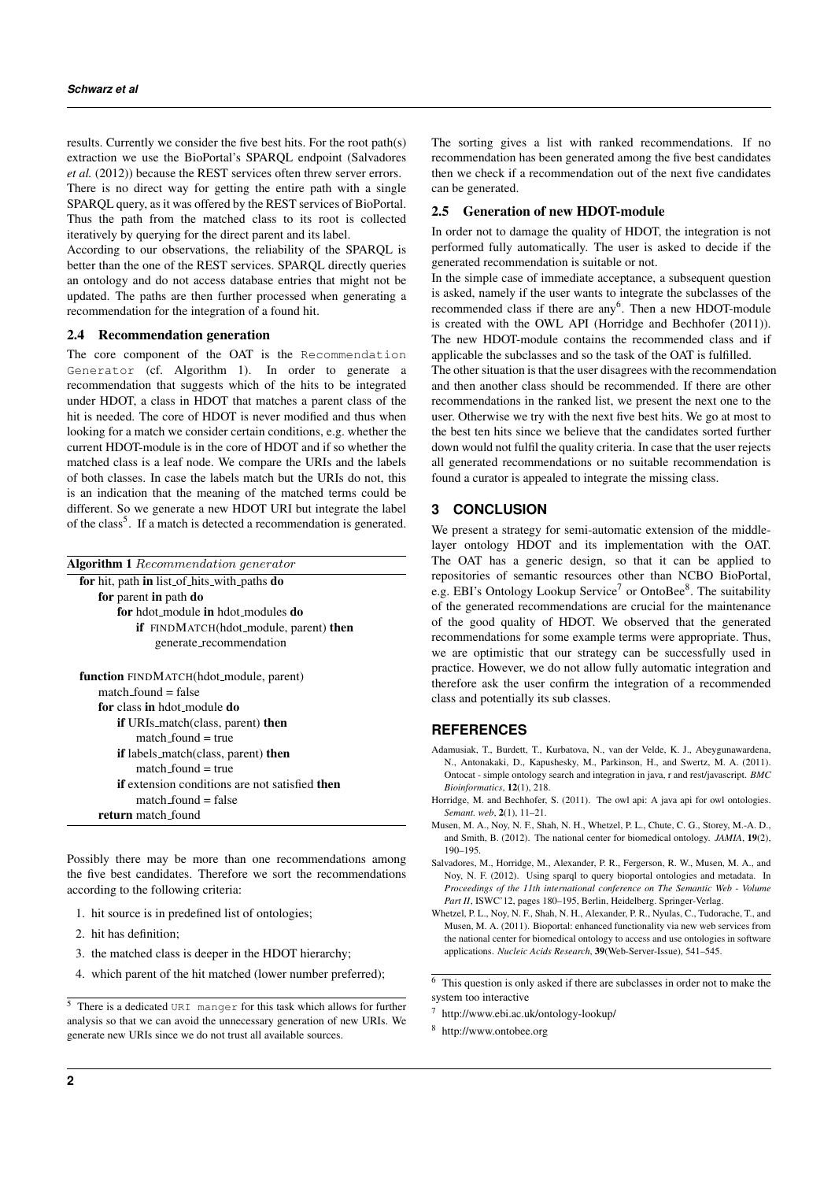results. Currently we consider the five best hits. For the root path(s) extraction we use the BioPortal's SPARQL endpoint (Salvadores *et al.* (2012)) because the REST services often threw server errors. There is no direct way for getting the entire path with a single SPARQL query, as it was offered by the REST services of BioPortal. Thus the path from the matched class to its root is collected iteratively by querying for the direct parent and its label.

According to our observations, the reliability of the SPARQL is better than the one of the REST services. SPARQL directly queries an ontology and do not access database entries that might not be updated. The paths are then further processed when generating a recommendation for the integration of a found hit.

### 2.4 Recommendation generation

The core component of the OAT is the `Recommendation Generator` (cf. Algorithm 1). In order to generate a recommendation that suggests which of the hits to be integrated under HDOT, a class in HDOT that matches a parent class of the hit is needed. The core of HDOT is never modified and thus when looking for a match we consider certain conditions, e.g. whether the current HDOT-module is in the core of HDOT and if so whether the matched class is a leaf node. We compare the URIs and the labels of both classes. In case the labels match but the URIs do not, this is an indication that the meaning of the matched terms could be different. So we generate a new HDOT URI but integrate the label of the class[5]. If a match is detected a recommendation is generated.

**Algorithm 1** *Recommendation generator*

```
for hit, path in list_of_hits_with_paths do
    for parent in path do
        for hdot_module in hdot_modules do
            if FINDMATCH(hdot_module, parent) then
                generate_recommendation

function FINDMATCH(hdot_module, parent)
    match_found = false
    for class in hdot_module do
        if URIs_match(class, parent) then
            match_found = true
        if labels_match(class, parent) then
            match_found = true
        if extension conditions are not satisfied then
            match_found = false
    return match_found
```

Possibly there may be more than one recommendations among the five best candidates. Therefore we sort the recommendations according to the following criteria:

1. hit source is in predefined list of ontologies;
2. hit has definition;
3. the matched class is deeper in the HDOT hierarchy;
4. which parent of the hit matched (lower number preferred);

The sorting gives a list with ranked recommendations. If no recommendation has been generated among the five best candidates then we check if a recommendation out of the next five candidates can be generated.

### 2.5 Generation of new HDOT-module

In order not to damage the quality of HDOT, the integration is not performed fully automatically. The user is asked to decide if the generated recommendation is suitable or not.

In the simple case of immediate acceptance, a subsequent question is asked, namely if the user wants to integrate the subclasses of the recommended class if there are any[6]. Then a new HDOT-module is created with the OWL API (Horridge and Bechhofer (2011)). The new HDOT-module contains the recommended class and if applicable the subclasses and so the task of the OAT is fulfilled.

The other situation is that the user disagrees with the recommendation and then another class should be recommended. If there are other recommendations in the ranked list, we present the next one to the user. Otherwise we try with the next five best hits. We go at most to the best ten hits since we believe that the candidates sorted further down would not fulfil the quality criteria. In case that the user rejects all generated recommendations or no suitable recommendation is found a curator is appealed to integrate the missing class.

## 3 CONCLUSION

We present a strategy for semi-automatic extension of the middle-layer ontology HDOT and its implementation with the OAT. The OAT has a generic design, so that it can be applied to repositories of semantic resources other than NCBO BioPortal, e.g. EBI's Ontology Lookup Service[7] or OntoBee[8]. The suitability of the generated recommendations are crucial for the maintenance of the good quality of HDOT. We observed that the generated recommendations for some example terms were appropriate. Thus, we are optimistic that our strategy can be successfully used in practice. However, we do not allow fully automatic integration and therefore ask the user confirm the integration of a recommended class and potentially its sub classes.

## REFERENCES

Adamusiak, T., Burdett, T., Kurbatova, N., van der Velde, K. J., Abeygunawardena, N., Antonakaki, D., Kapushesky, M., Parkinson, H., and Swertz, M. A. (2011). Ontocat - simple ontology search and integration in java, r and rest/javascript. *BMC Bioinformatics*, **12**(1), 218.

Horridge, M. and Bechhofer, S. (2011). The owl api: A java api for owl ontologies. *Semant. web*, **2**(1), 11–21.

Musen, M. A., Noy, N. F., Shah, N. H., Whetzel, P. L., Chute, C. G., Storey, M.-A. D., and Smith, B. (2012). The national center for biomedical ontology. *JAMIA*, **19**(2), 190–195.

Salvadores, M., Horridge, M., Alexander, P. R., Fergerson, R. W., Musen, M. A., and Noy, N. F. (2012). Using sparql to query bioportal ontologies and metadata. In *Proceedings of the 11th international conference on The Semantic Web - Volume Part II*, ISWC'12, pages 180–195, Berlin, Heidelberg. Springer-Verlag.

Whetzel, P. L., Noy, N. F., Shah, N. H., Alexander, P. R., Nyulas, C., Tudorache, T., and Musen, M. A. (2011). Bioportal: enhanced functionality via new web services from the national center for biomedical ontology to access and use ontologies in software applications. *Nucleic Acids Research*, **39**(Web-Server-Issue), 541–545.

---

[5] There is a dedicated `URI manger` for this task which allows for further analysis so that we can avoid the unnecessary generation of new URIs. We generate new URIs since we do not trust all available sources.

[6] This question is only asked if there are subclasses in order not to make the system too interactive

[7] http://www.ebi.ac.uk/ontology-lookup/

[8] http://www.ontobee.org